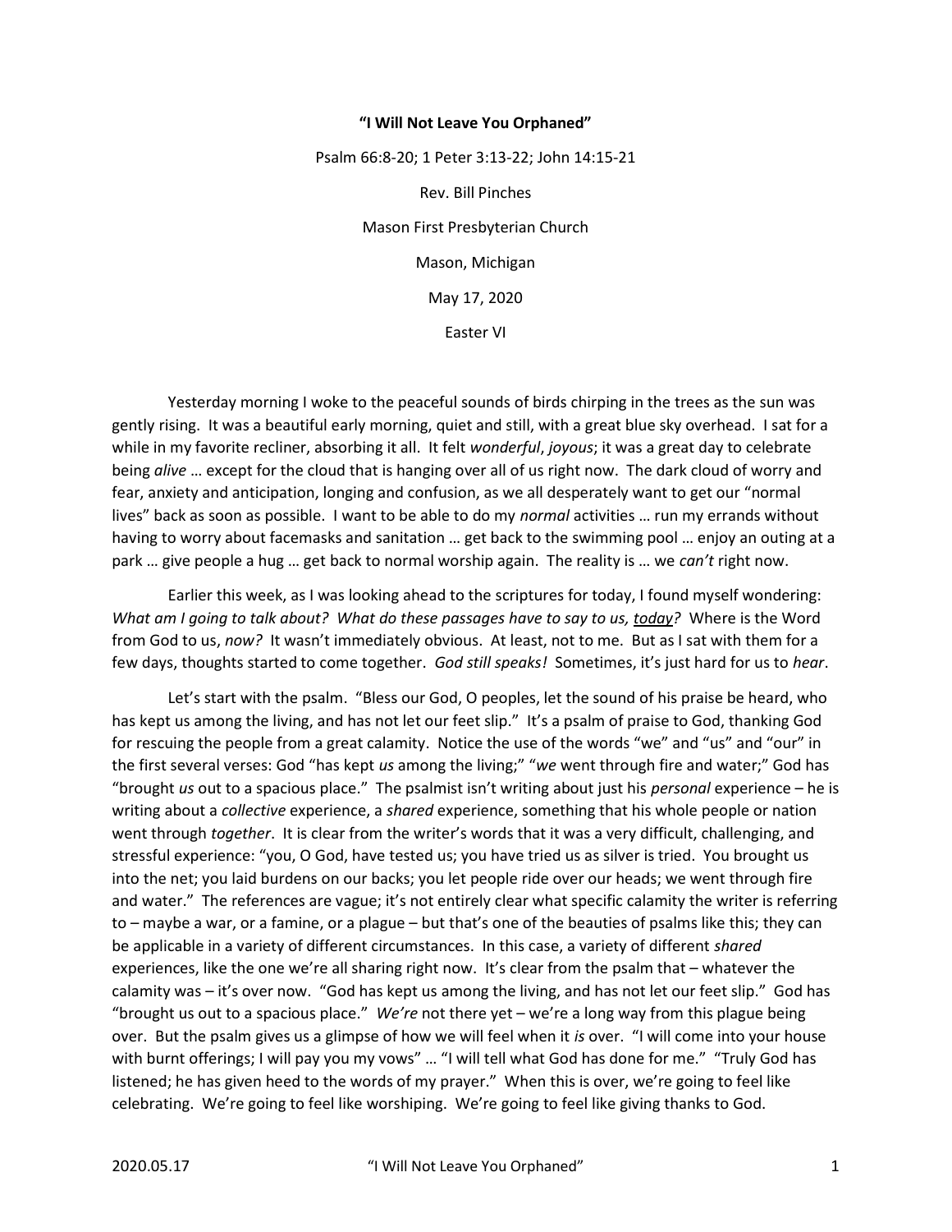**"I Will Not Leave You Orphaned"**

Psalm 66:8-20; 1 Peter 3:13-22; John 14:15-21

Rev. Bill Pinches

Mason First Presbyterian Church

Mason, Michigan

May 17, 2020

Easter VI

Yesterday morning I woke to the peaceful sounds of birds chirping in the trees as the sun was gently rising. It was a beautiful early morning, quiet and still, with a great blue sky overhead. I sat for a while in my favorite recliner, absorbing it all. It felt *wonderful*, *joyous*; it was a great day to celebrate being *alive* … except for the cloud that is hanging over all of us right now. The dark cloud of worry and fear, anxiety and anticipation, longing and confusion, as we all desperately want to get our "normal lives" back as soon as possible. I want to be able to do my *normal* activities … run my errands without having to worry about facemasks and sanitation … get back to the swimming pool … enjoy an outing at a park … give people a hug … get back to normal worship again. The reality is … we *can't* right now.

Earlier this week, as I was looking ahead to the scriptures for today, I found myself wondering: *What am I going to talk about? What do these passages have to say to us, <u>today</u>?* Where is the Word from God to us, *now?* It wasn't immediately obvious. At least, not to me. But as I sat with them for a few days, thoughts started to come together. *God still speaks!* Sometimes, it's just hard for us to *hear*.

Let's start with the psalm. "Bless our God, O peoples, let the sound of his praise be heard, who has kept us among the living, and has not let our feet slip." It's a psalm of praise to God, thanking God for rescuing the people from a great calamity. Notice the use of the words "we" and "us" and "our" in the first several verses: God "has kept *us* among the living;" "*we* went through fire and water;" God has "brought *us* out to a spacious place." The psalmist isn't writing about just his *personal* experience – he is writing about a *collective* experience, a *shared* experience, something that his whole people or nation went through *together*. It is clear from the writer's words that it was a very difficult, challenging, and stressful experience: "you, O God, have tested us; you have tried us as silver is tried. You brought us into the net; you laid burdens on our backs; you let people ride over our heads; we went through fire and water." The references are vague; it's not entirely clear what specific calamity the writer is referring to – maybe a war, or a famine, or a plague – but that's one of the beauties of psalms like this; they can be applicable in a variety of different circumstances. In this case, a variety of different *shared* experiences, like the one we're all sharing right now. It's clear from the psalm that – whatever the calamity was – it's over now. "God has kept us among the living, and has not let our feet slip." God has "brought us out to a spacious place." *We're* not there yet – we're a long way from this plague being over. But the psalm gives us a glimpse of how we will feel when it *is* over. "I will come into your house with burnt offerings; I will pay you my vows" … "I will tell what God has done for me." "Truly God has listened; he has given heed to the words of my prayer." When this is over, we're going to feel like celebrating. We're going to feel like worshiping. We're going to feel like giving thanks to God.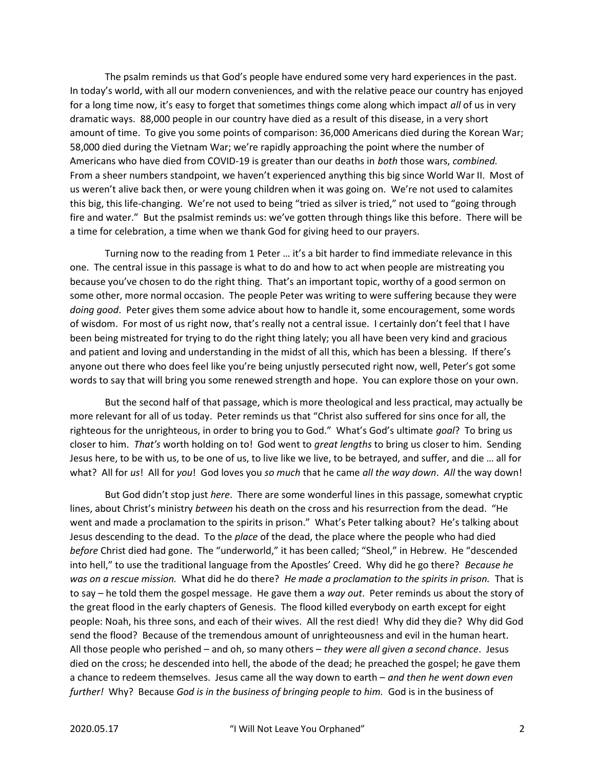The psalm reminds us that God's people have endured some very hard experiences in the past. In today's world, with all our modern conveniences, and with the relative peace our country has enjoyed for a long time now, it's easy to forget that sometimes things come along which impact *all* of us in very dramatic ways. 88,000 people in our country have died as a result of this disease, in a very short amount of time. To give you some points of comparison: 36,000 Americans died during the Korean War; 58,000 died during the Vietnam War; we're rapidly approaching the point where the number of Americans who have died from COVID-19 is greater than our deaths in *both* those wars, *combined.* From a sheer numbers standpoint, we haven't experienced anything this big since World War II. Most of us weren't alive back then, or were young children when it was going on. We're not used to calamites this big, this life-changing. We're not used to being "tried as silver is tried," not used to "going through fire and water." But the psalmist reminds us: we've gotten through things like this before. There will be a time for celebration, a time when we thank God for giving heed to our prayers.

Turning now to the reading from 1 Peter … it's a bit harder to find immediate relevance in this one. The central issue in this passage is what to do and how to act when people are mistreating you because you've chosen to do the right thing. That's an important topic, worthy of a good sermon on some other, more normal occasion. The people Peter was writing to were suffering because they were *doing good*. Peter gives them some advice about how to handle it, some encouragement, some words of wisdom. For most of us right now, that's really not a central issue. I certainly don't feel that I have been being mistreated for trying to do the right thing lately; you all have been very kind and gracious and patient and loving and understanding in the midst of all this, which has been a blessing. If there's anyone out there who does feel like you're being unjustly persecuted right now, well, Peter's got some words to say that will bring you some renewed strength and hope. You can explore those on your own.

But the second half of that passage, which is more theological and less practical, may actually be more relevant for all of us today. Peter reminds us that "Christ also suffered for sins once for all, the righteous for the unrighteous, in order to bring you to God." What's God's ultimate *goal*? To bring us closer to him. *That's* worth holding on to! God went to *great lengths* to bring us closer to him. Sending Jesus here, to be with us, to be one of us, to live like we live, to be betrayed, and suffer, and die … all for what? All for *us*! All for *you*! God loves you *so much* that he came *all the way down*. *All* the way down!

But God didn't stop just *here*. There are some wonderful lines in this passage, somewhat cryptic lines, about Christ's ministry *between* his death on the cross and his resurrection from the dead. "He went and made a proclamation to the spirits in prison." What's Peter talking about? He's talking about Jesus descending to the dead. To the *place* of the dead, the place where the people who had died *before* Christ died had gone. The "underworld," it has been called; "Sheol," in Hebrew. He "descended into hell," to use the traditional language from the Apostles' Creed. Why did he go there? *Because he was on a rescue mission.* What did he do there? *He made a proclamation to the spirits in prison.* That is to say – he told them the gospel message. He gave them a *way out*. Peter reminds us about the story of the great flood in the early chapters of Genesis. The flood killed everybody on earth except for eight people: Noah, his three sons, and each of their wives. All the rest died! Why did they die? Why did God send the flood? Because of the tremendous amount of unrighteousness and evil in the human heart. All those people who perished – and oh, so many others – *they were all given a second chance*. Jesus died on the cross; he descended into hell, the abode of the dead; he preached the gospel; he gave them a chance to redeem themselves. Jesus came all the way down to earth – *and then he went down even further!* Why? Because *God is in the business of bringing people to him.* God is in the business of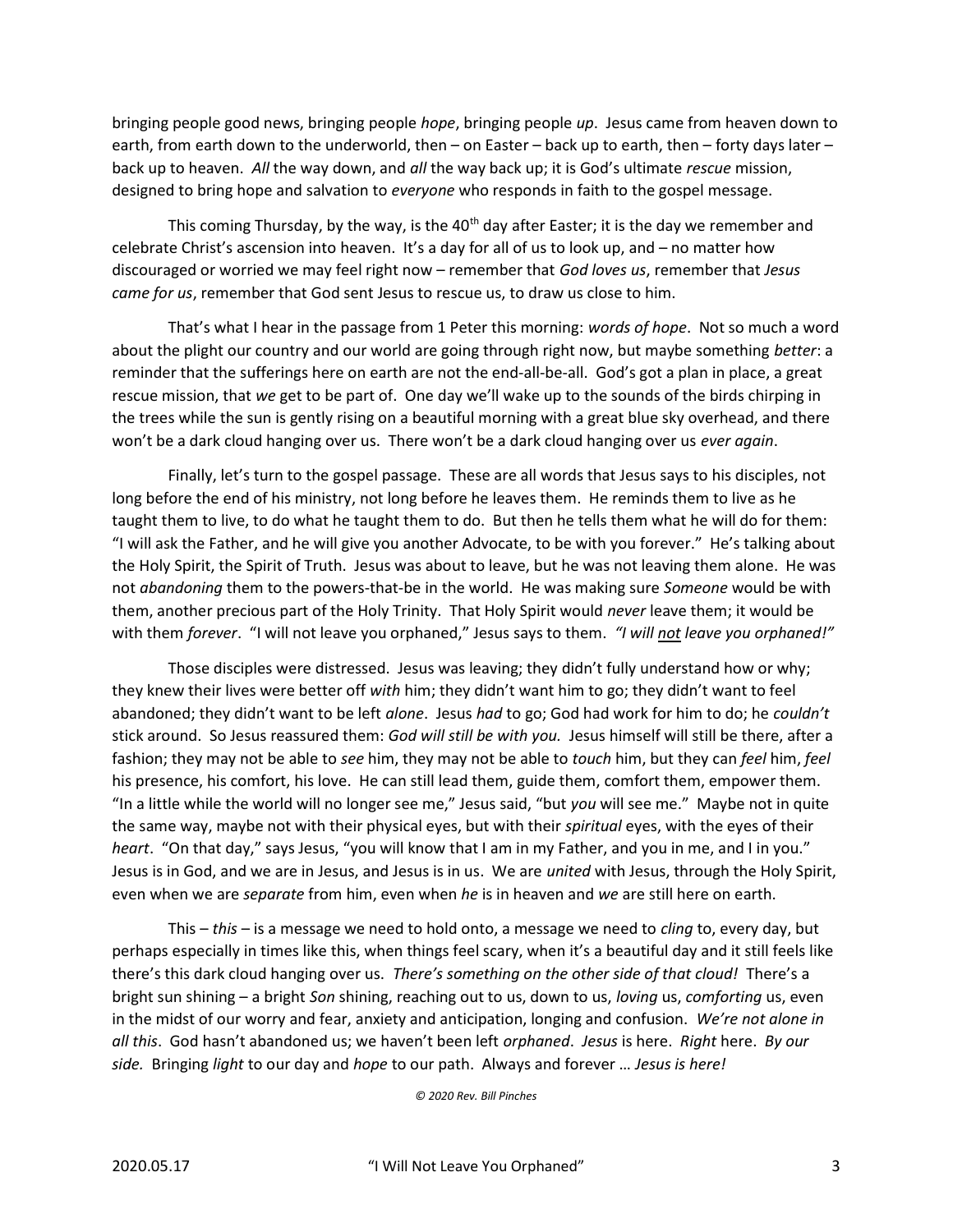bringing people good news, bringing people *hope*, bringing people *up*. Jesus came from heaven down to earth, from earth down to the underworld, then – on Easter – back up to earth, then – forty days later – back up to heaven. *All* the way down, and *all* the way back up; it is God's ultimate *rescue* mission, designed to bring hope and salvation to *everyone* who responds in faith to the gospel message.

This coming Thursday, by the way, is the 40th day after Easter; it is the day we remember and celebrate Christ's ascension into heaven. It's a day for all of us to look up, and – no matter how discouraged or worried we may feel right now – remember that *God loves us*, remember that *Jesus came for us*, remember that God sent Jesus to rescue us, to draw us close to him.

That's what I hear in the passage from 1 Peter this morning: *words of hope*. Not so much a word about the plight our country and our world are going through right now, but maybe something *better*: a reminder that the sufferings here on earth are not the end-all-be-all. God's got a plan in place, a great rescue mission, that *we* get to be part of. One day we'll wake up to the sounds of the birds chirping in the trees while the sun is gently rising on a beautiful morning with a great blue sky overhead, and there won't be a dark cloud hanging over us. There won't be a dark cloud hanging over us *ever again*.

Finally, let's turn to the gospel passage. These are all words that Jesus says to his disciples, not long before the end of his ministry, not long before he leaves them. He reminds them to live as he taught them to live, to do what he taught them to do. But then he tells them what he will do for them: "I will ask the Father, and he will give you another Advocate, to be with you forever." He's talking about the Holy Spirit, the Spirit of Truth. Jesus was about to leave, but he was not leaving them alone. He was not *abandoning* them to the powers-that-be in the world. He was making sure *Someone* would be with them, another precious part of the Holy Trinity. That Holy Spirit would *never* leave them; it would be with them *forever*. "I will not leave you orphaned," Jesus says to them. *"I will <u>not</u> leave you orphaned!"*

Those disciples were distressed. Jesus was leaving; they didn't fully understand how or why; they knew their lives were better off *with* him; they didn't want him to go; they didn't want to feel abandoned; they didn't want to be left *alone*. Jesus *had* to go; God had work for him to do; he *couldn't* stick around. So Jesus reassured them: *God will still be with you.* Jesus himself will still be there, after a fashion; they may not be able to *see* him, they may not be able to *touch* him, but they can *feel* him, *feel* his presence, his comfort, his love. He can still lead them, guide them, comfort them, empower them. "In a little while the world will no longer see me," Jesus said, "but *you* will see me." Maybe not in quite the same way, maybe not with their physical eyes, but with their *spiritual* eyes, with the eyes of their *heart*. "On that day," says Jesus, "you will know that I am in my Father, and you in me, and I in you." Jesus is in God, and we are in Jesus, and Jesus is in us. We are *united* with Jesus, through the Holy Spirit, even when we are *separate* from him, even when *he* is in heaven and *we* are still here on earth.

This – *this* – is a message we need to hold onto, a message we need to *cling* to, every day, but perhaps especially in times like this, when things feel scary, when it's a beautiful day and it still feels like there's this dark cloud hanging over us. *There's something on the other side of that cloud!* There's a bright sun shining – a bright *Son* shining, reaching out to us, down to us, *loving* us, *comforting* us, even in the midst of our worry and fear, anxiety and anticipation, longing and confusion. *We're not alone in all this*. God hasn't abandoned us; we haven't been left *orphaned*. *Jesus* is here. *Right* here. *By our side.* Bringing *light* to our day and *hope* to our path. Always and forever … *Jesus is here!*

*© 2020 Rev. Bill Pinches*